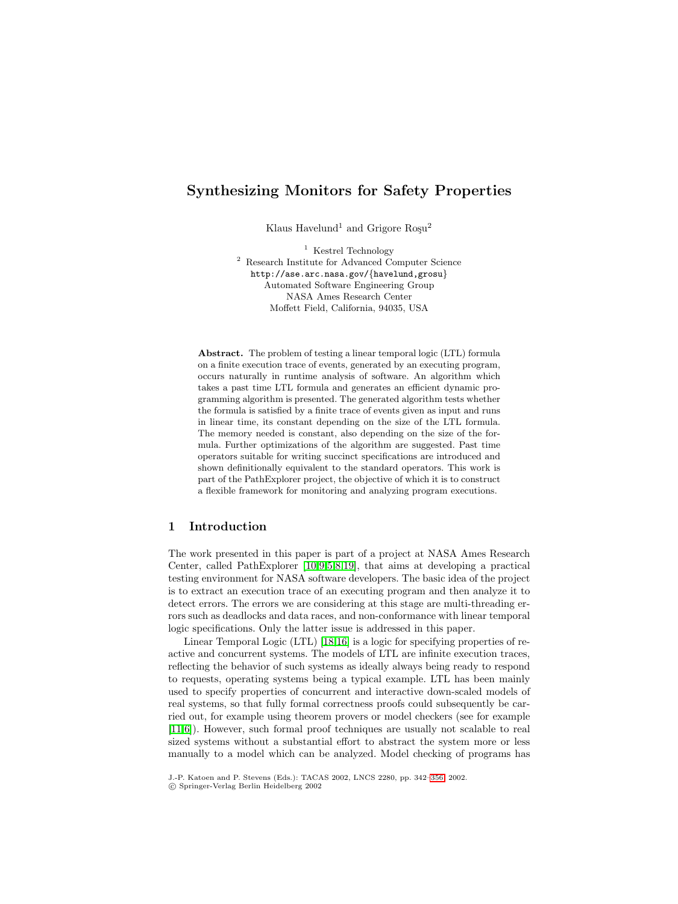# Synthesizing Monitors for Safety Properties

Klaus Havelund[1] and Grigore Roşu[2]

[1] Kestrel Technology
[2] Research Institute for Advanced Computer Science
http://ase.arc.nasa.gov/{havelund,grosu}
Automated Software Engineering Group
NASA Ames Research Center
Moffett Field, California, 94035, USA

**Abstract.** The problem of testing a linear temporal logic (LTL) formula on a finite execution trace of events, generated by an executing program, occurs naturally in runtime analysis of software. An algorithm which takes a past time LTL formula and generates an efficient dynamic programming algorithm is presented. The generated algorithm tests whether the formula is satisfied by a finite trace of events given as input and runs in linear time, its constant depending on the size of the LTL formula. The memory needed is constant, also depending on the size of the formula. Further optimizations of the algorithm are suggested. Past time operators suitable for writing succinct specifications are introduced and shown definitionally equivalent to the standard operators. This work is part of the PathExplorer project, the objective of which it is to construct a flexible framework for monitoring and analyzing program executions.

## 1 Introduction

The work presented in this paper is part of a project at NASA Ames Research Center, called PathExplorer [10,9,5,8,19], that aims at developing a practical testing environment for NASA software developers. The basic idea of the project is to extract an execution trace of an executing program and then analyze it to detect errors. The errors we are considering at this stage are multi-threading errors such as deadlocks and data races, and non-conformance with linear temporal logic specifications. Only the latter issue is addressed in this paper.

Linear Temporal Logic (LTL) [18,16] is a logic for specifying properties of reactive and concurrent systems. The models of LTL are infinite execution traces, reflecting the behavior of such systems as ideally always being ready to respond to requests, operating systems being a typical example. LTL has been mainly used to specify properties of concurrent and interactive down-scaled models of real systems, so that fully formal correctness proofs could subsequently be carried out, for example using theorem provers or model checkers (see for example [11,6]). However, such formal proof techniques are usually not scalable to real sized systems without a substantial effort to abstract the system more or less manually to a model which can be analyzed. Model checking of programs has

J.-P. Katoen and P. Stevens (Eds.): TACAS 2002, LNCS 2280, pp. 342–356, 2002.
© Springer-Verlag Berlin Heidelberg 2002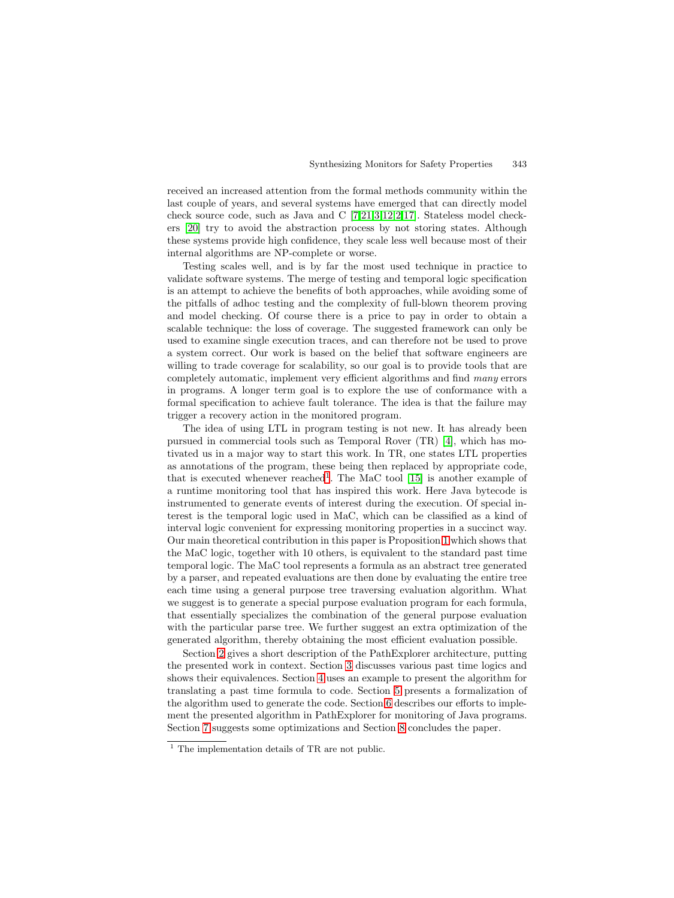received an increased attention from the formal methods community within the last couple of years, and several systems have emerged that can directly model check source code, such as Java and C [7,21,3,12,2,17]. Stateless model checkers [20] try to avoid the abstraction process by not storing states. Although these systems provide high confidence, they scale less well because most of their internal algorithms are NP-complete or worse.

Testing scales well, and is by far the most used technique in practice to validate software systems. The merge of testing and temporal logic specification is an attempt to achieve the benefits of both approaches, while avoiding some of the pitfalls of adhoc testing and the complexity of full-blown theorem proving and model checking. Of course there is a price to pay in order to obtain a scalable technique: the loss of coverage. The suggested framework can only be used to examine single execution traces, and can therefore not be used to prove a system correct. Our work is based on the belief that software engineers are willing to trade coverage for scalability, so our goal is to provide tools that are completely automatic, implement very efficient algorithms and find *many* errors in programs. A longer term goal is to explore the use of conformance with a formal specification to achieve fault tolerance. The idea is that the failure may trigger a recovery action in the monitored program.

The idea of using LTL in program testing is not new. It has already been pursued in commercial tools such as Temporal Rover (TR) [4], which has motivated us in a major way to start this work. In TR, one states LTL properties as annotations of the program, these being then replaced by appropriate code, that is executed whenever reached[1]. The MaC tool [15] is another example of a runtime monitoring tool that has inspired this work. Here Java bytecode is instrumented to generate events of interest during the execution. Of special interest is the temporal logic used in MaC, which can be classified as a kind of interval logic convenient for expressing monitoring properties in a succinct way. Our main theoretical contribution in this paper is Proposition 1 which shows that the MaC logic, together with 10 others, is equivalent to the standard past time temporal logic. The MaC tool represents a formula as an abstract tree generated by a parser, and repeated evaluations are then done by evaluating the entire tree each time using a general purpose tree traversing evaluation algorithm. What we suggest is to generate a special purpose evaluation program for each formula, that essentially specializes the combination of the general purpose evaluation with the particular parse tree. We further suggest an extra optimization of the generated algorithm, thereby obtaining the most efficient evaluation possible.

Section 2 gives a short description of the PathExplorer architecture, putting the presented work in context. Section 3 discusses various past time logics and shows their equivalences. Section 4 uses an example to present the algorithm for translating a past time formula to code. Section 5 presents a formalization of the algorithm used to generate the code. Section 6 describes our efforts to implement the presented algorithm in PathExplorer for monitoring of Java programs. Section 7 suggests some optimizations and Section 8 concludes the paper.

[1] The implementation details of TR are not public.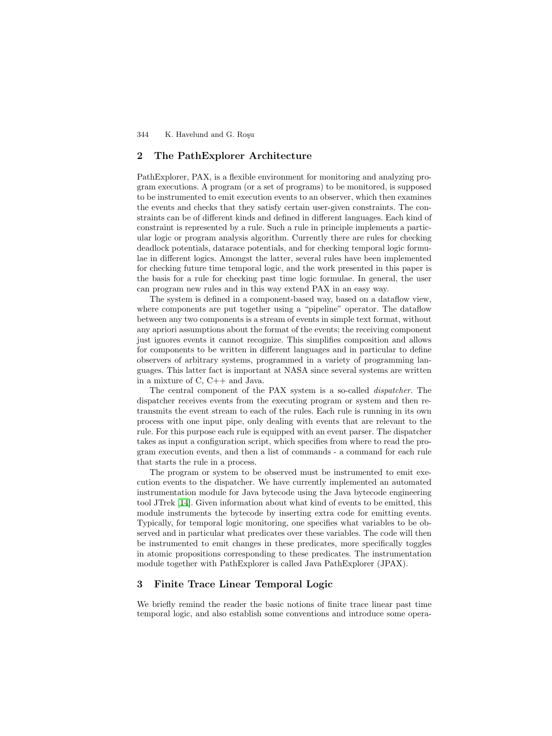## 2 The PathExplorer Architecture

PathExplorer, PAX, is a flexible environment for monitoring and analyzing program executions. A program (or a set of programs) to be monitored, is supposed to be instrumented to emit execution events to an observer, which then examines the events and checks that they satisfy certain user-given constraints. The constraints can be of different kinds and defined in different languages. Each kind of constraint is represented by a rule. Such a rule in principle implements a particular logic or program analysis algorithm. Currently there are rules for checking deadlock potentials, datarace potentials, and for checking temporal logic formulae in different logics. Amongst the latter, several rules have been implemented for checking future time temporal logic, and the work presented in this paper is the basis for a rule for checking past time logic formulae. In general, the user can program new rules and in this way extend PAX in an easy way.

The system is defined in a component-based way, based on a dataflow view, where components are put together using a "pipeline" operator. The dataflow between any two components is a stream of events in simple text format, without any apriori assumptions about the format of the events; the receiving component just ignores events it cannot recognize. This simplifies composition and allows for components to be written in different languages and in particular to define observers of arbitrary systems, programmed in a variety of programming languages. This latter fact is important at NASA since several systems are written in a mixture of C, C++ and Java.

The central component of the PAX system is a so-called *dispatcher*. The dispatcher receives events from the executing program or system and then retransmits the event stream to each of the rules. Each rule is running in its own process with one input pipe, only dealing with events that are relevant to the rule. For this purpose each rule is equipped with an event parser. The dispatcher takes as input a configuration script, which specifies from where to read the program execution events, and then a list of commands - a command for each rule that starts the rule in a process.

The program or system to be observed must be instrumented to emit execution events to the dispatcher. We have currently implemented an automated instrumentation module for Java bytecode using the Java bytecode engineering tool JTrek [14]. Given information about what kind of events to be emitted, this module instruments the bytecode by inserting extra code for emitting events. Typically, for temporal logic monitoring, one specifies what variables to be observed and in particular what predicates over these variables. The code will then be instrumented to emit changes in these predicates, more specifically toggles in atomic propositions corresponding to these predicates. The instrumentation module together with PathExplorer is called Java PathExplorer (JPAX).

## 3 Finite Trace Linear Temporal Logic

We briefly remind the reader the basic notions of finite trace linear past time temporal logic, and also establish some conventions and introduce some opera-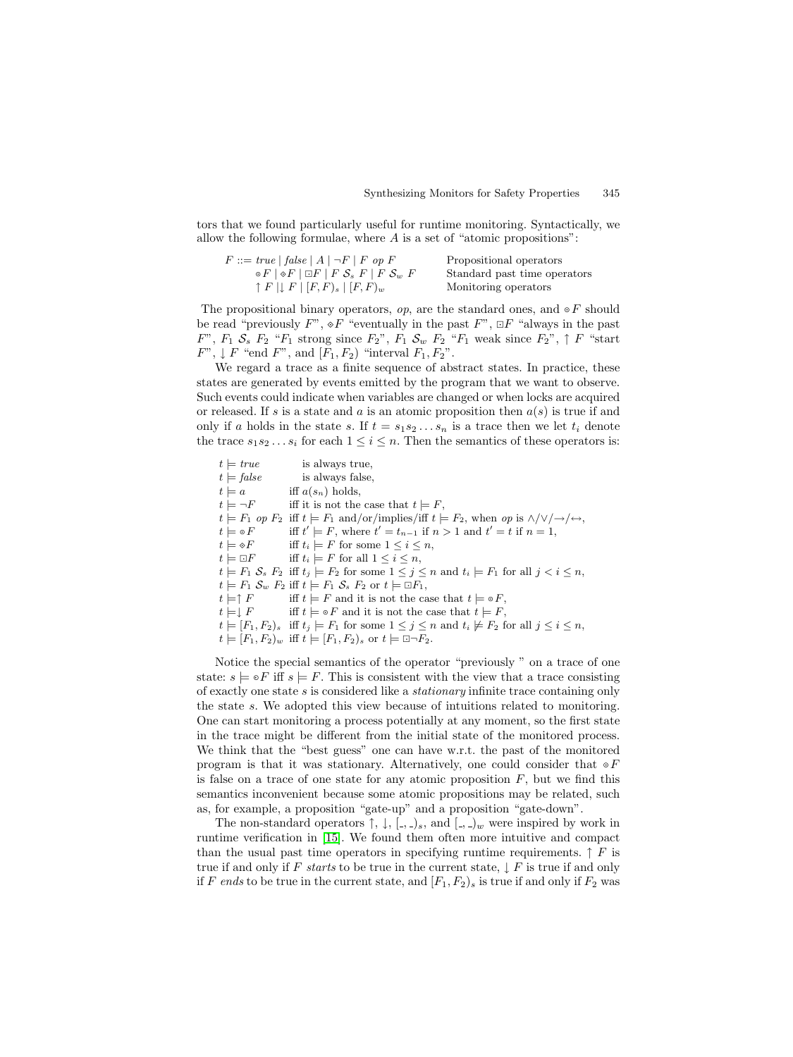tors that we found particularly useful for runtime monitoring. Syntactically, we allow the following formulae, where $A$ is a set of "atomic propositions":

| | |
|---|---|
| $F ::= true \mid false \mid A \mid \neg F \mid F\ op\ F$ | Propositional operators |
| $\circ F \mid \diamond F \mid \boxdot F \mid F\ \mathcal{S}_s\ F \mid F\ \mathcal{S}_w\ F$ | Standard past time operators |
| $\uparrow F \mid \downarrow F \mid [F, F)_s \mid [F, F)_w$ | Monitoring operators |

The propositional binary operators, $op$, are the standard ones, and $\circ F$ should be read "previously $F$", $\diamond F$ "eventually in the past $F$", $\boxdot F$ "always in the past $F$", $F_1\ \mathcal{S}_s\ F_2$ "$F_1$ strong since $F_2$", $F_1\ \mathcal{S}_w\ F_2$ "$F_1$ weak since $F_2$", $\uparrow F$ "start $F$", $\downarrow F$ "end $F$", and $[F_1, F_2)$ "interval $F_1, F_2$".

We regard a trace as a finite sequence of abstract states. In practice, these states are generated by events emitted by the program that we want to observe. Such events could indicate when variables are changed or when locks are acquired or released. If $s$ is a state and $a$ is an atomic proposition then $a(s)$ is true if and only if $a$ holds in the state $s$. If $t = s_1 s_2 \ldots s_n$ is a trace then we let $t_i$ denote the trace $s_1 s_2 \ldots s_i$ for each $1 \leq i \leq n$. Then the semantics of these operators is:

| | |
|---|---|
| $t \models true$ | is always true, |
| $t \models false$ | is always false, |
| $t \models a$ | iff $a(s_n)$ holds, |
| $t \models \neg F$ | iff it is not the case that $t \models F$, |
| $t \models F_1\ op\ F_2$ | iff $t \models F_1$ and/or/implies/iff $t \models F_2$, when $op$ is $\wedge/\vee/\rightarrow/\leftrightarrow$, |
| $t \models \circ F$ | iff $t' \models F$, where $t' = t_{n-1}$ if $n > 1$ and $t' = t$ if $n = 1$, |
| $t \models \diamond F$ | iff $t_i \models F$ for some $1 \leq i \leq n$, |
| $t \models \boxdot F$ | iff $t_i \models F$ for all $1 \leq i \leq n$, |
| $t \models F_1\ \mathcal{S}_s\ F_2$ | iff $t_j \models F_2$ for some $1 \leq j \leq n$ and $t_i \models F_1$ for all $j < i \leq n$, |
| $t \models F_1\ \mathcal{S}_w\ F_2$ | iff $t \models F_1\ \mathcal{S}_s\ F_2$ or $t \models \boxdot F_1$, |
| $t \models \uparrow F$ | iff $t \models F$ and it is not the case that $t \models \circ F$, |
| $t \models \downarrow F$ | iff $t \models \circ F$ and it is not the case that $t \models F$, |
| $t \models [F_1, F_2)_s$ | iff $t_j \models F_1$ for some $1 \leq j \leq n$ and $t_i \not\models F_2$ for all $j \leq i \leq n$, |
| $t \models [F_1, F_2)_w$ | iff $t \models [F_1, F_2)_s$ or $t \models \boxdot \neg F_2$. |

Notice the special semantics of the operator "previously " on a trace of one state: $s \models \circ F$ iff $s \models F$. This is consistent with the view that a trace consisting of exactly one state $s$ is considered like a *stationary* infinite trace containing only the state $s$. We adopted this view because of intuitions related to monitoring. One can start monitoring a process potentially at any moment, so the first state in the trace might be different from the initial state of the monitored process. We think that the "best guess" one can have w.r.t. the past of the monitored program is that it was stationary. Alternatively, one could consider that $\circ F$ is false on a trace of one state for any atomic proposition $F$, but we find this semantics inconvenient because some atomic propositions may be related, such as, for example, a proposition "gate-up" and a proposition "gate-down".

The non-standard operators $\uparrow$, $\downarrow$, $[\_, \_)_s$, and $[\_, \_)_w$ were inspired by work in runtime verification in [15]. We found them often more intuitive and compact than the usual past time operators in specifying runtime requirements. $\uparrow F$ is true if and only if $F$ *starts* to be true in the current state, $\downarrow F$ is true if and only if $F$ *ends* to be true in the current state, and $[F_1, F_2)_s$ is true if and only if $F_2$ was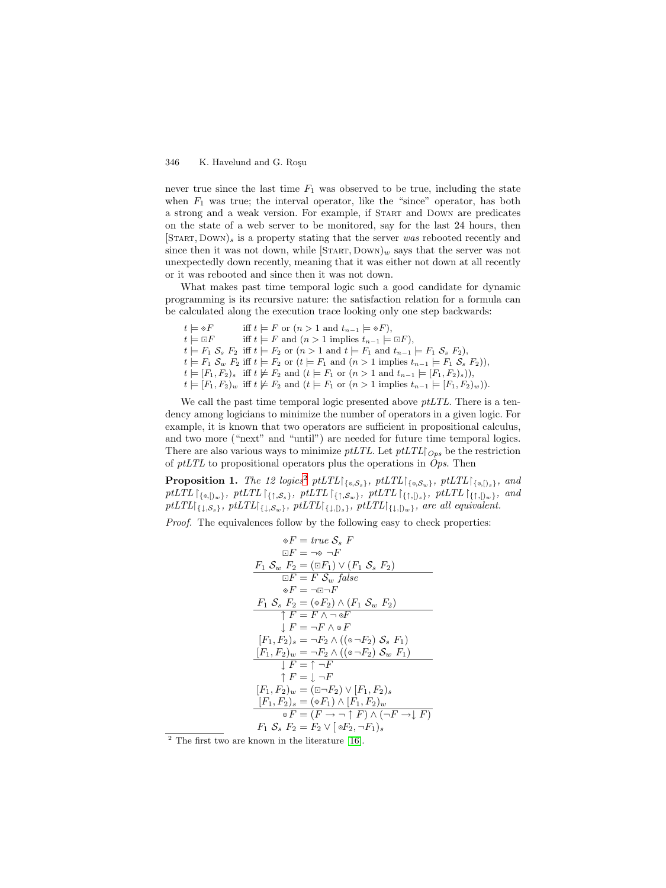never true since the last time $F_1$ was observed to be true, including the state when $F_1$ was true; the interval operator, like the "since" operator, has both a strong and a weak version. For example, if START and DOWN are predicates on the state of a web server to be monitored, say for the last 24 hours, then $[\text{START}, \text{DOWN})_s$ is a property stating that the server *was* rebooted recently and since then it was not down, while $[\text{START}, \text{DOWN})_w$ says that the server was not unexpectedly down recently, meaning that it was either not down at all recently or it was rebooted and since then it was not down.

What makes past time temporal logic such a good candidate for dynamic programming is its recursive nature: the satisfaction relation for a formula can be calculated along the execution trace looking only one step backwards:

$$
\begin{array}{ll}
t \models \diamond F & \text{iff } t \models F \text{ or } (n > 1 \text{ and } t_{n-1} \models \diamond F), \\
t \models \boxdot F & \text{iff } t \models F \text{ and } (n > 1 \text{ implies } t_{n-1} \models \boxdot F), \\
t \models F_1\ \mathcal{S}_s\ F_2 & \text{iff } t \models F_2 \text{ or } (n > 1 \text{ and } t \models F_1 \text{ and } t_{n-1} \models F_1\ \mathcal{S}_s\ F_2), \\
t \models F_1\ \mathcal{S}_w\ F_2 & \text{iff } t \models F_2 \text{ or } (t \models F_1 \text{ and } (n > 1 \text{ implies } t_{n-1} \models F_1\ \mathcal{S}_s\ F_2)), \\
t \models [F_1, F_2)_s & \text{iff } t \not\models F_2 \text{ and } (t \models F_1 \text{ or } (n > 1 \text{ and } t_{n-1} \models [F_1, F_2)_s)), \\
t \models [F_1, F_2)_w & \text{iff } t \not\models F_2 \text{ and } (t \models F_1 \text{ or } (n > 1 \text{ implies } t_{n-1} \models [F_1, F_2)_w)).
\end{array}
$$

We call the past time temporal logic presented above *ptLTL*. There is a tendency among logicians to minimize the number of operators in a given logic. For example, it is known that two operators are sufficient in propositional calculus, and two more ("next" and "until") are needed for future time temporal logics. There are also various ways to minimize *ptLTL*. Let $ptLTL\restriction_{Ops}$ be the restriction of *ptLTL* to propositional operators plus the operations in *Ops*. Then

**Proposition 1.** *The 12 logics*[2] $ptLTL\restriction_{\{\circ,\mathcal{S}_s\}}$, $ptLTL\restriction_{\{\circ,\mathcal{S}_w\}}$, $ptLTL\restriction_{\{\circ,[)_s\}}$, *and* $ptLTL\restriction_{\{\circ,[)_w\}}$, $ptLTL\restriction_{\{\uparrow,\mathcal{S}_s\}}$, $ptLTL\restriction_{\{\uparrow,\mathcal{S}_w\}}$, $ptLTL\restriction_{\{\uparrow,[)_s\}}$, $ptLTL\restriction_{\{\uparrow,[)_w\}}$, *and* $ptLTL\restriction_{\{\downarrow,\mathcal{S}_s\}}$, $ptLTL\restriction_{\{\downarrow,\mathcal{S}_w\}}$, $ptLTL\restriction_{\{\downarrow,[)_s\}}$, $ptLTL\restriction_{\{\downarrow,[)_w\}}$, *are all equivalent.*

*Proof.* The equivalences follow by the following easy to check properties:

$$
\begin{array}{c}
\diamond F = \mathit{true}\ \mathcal{S}_s\ F \\
\boxdot F = \neg \diamond \neg F \\
F_1\ \mathcal{S}_w\ F_2 = (\boxdot F_1) \vee (F_1\ \mathcal{S}_s\ F_2) \\
\hline
\boxdot F = F\ \mathcal{S}_w\ \mathit{false} \\
\diamond F = \neg \boxdot \neg F \\
F_1\ \mathcal{S}_s\ F_2 = (\diamond F_2) \wedge (F_1\ \mathcal{S}_w\ F_2) \\
\hline
\uparrow F = F \wedge \neg \circ F \\
\downarrow F = \neg F \wedge \circ F \\
[F_1, F_2)_s = \neg F_2 \wedge ((\circ \neg F_2)\ \mathcal{S}_s\ F_1) \\
[F_1, F_2)_w = \neg F_2 \wedge ((\circ \neg F_2)\ \mathcal{S}_w\ F_1) \\
\hline
\downarrow F = \uparrow \neg F \\
\uparrow F = \downarrow \neg F \\
[F_1, F_2)_w = (\boxdot \neg F_2) \vee [F_1, F_2)_s \\
[F_1, F_2)_s = (\diamond F_1) \wedge [F_1, F_2)_w \\
\hline
\circ F = (F \rightarrow \neg \uparrow F) \wedge (\neg F \rightarrow \downarrow F) \\
F_1\ \mathcal{S}_s\ F_2 = F_2 \vee [\circ F_2, \neg F_1)_s
\end{array}
$$

[2] The first two are known in the literature [16].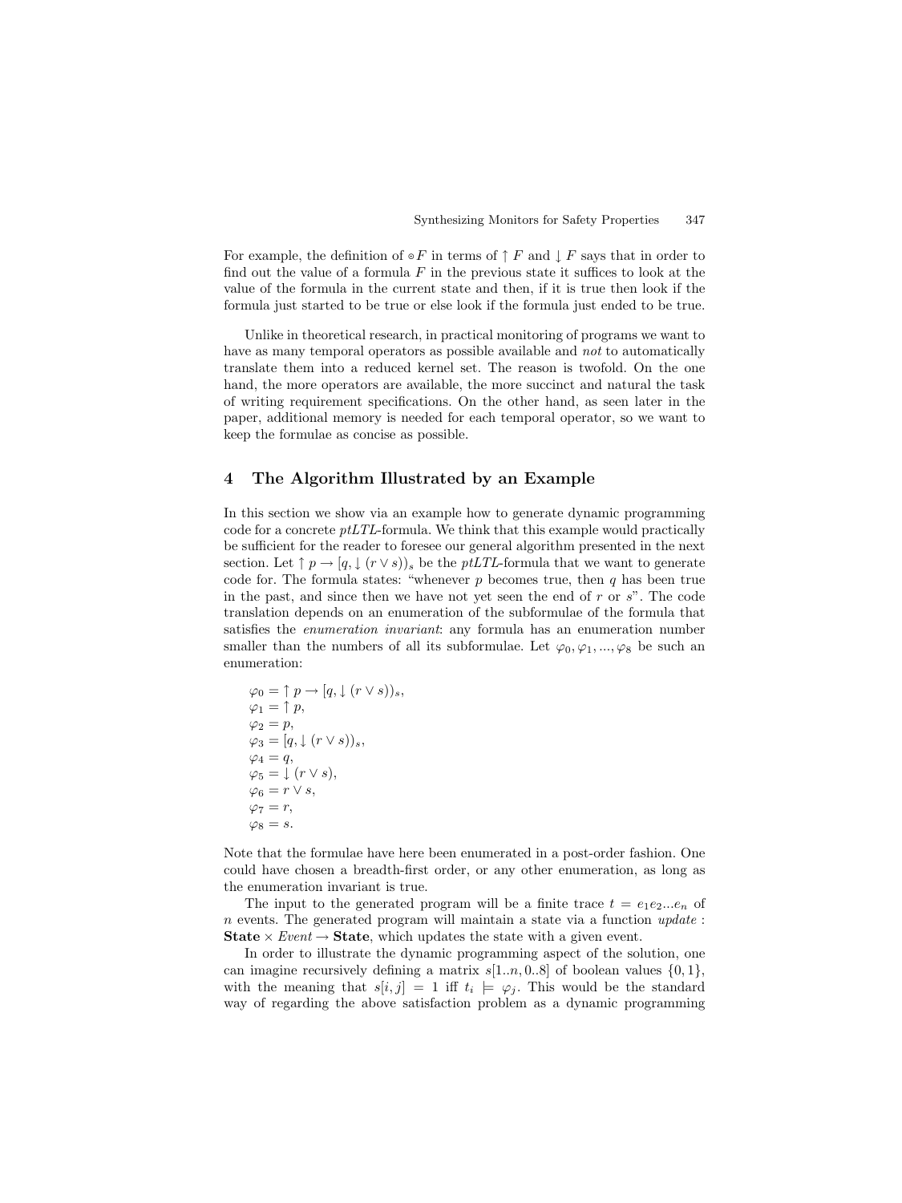For example, the definition of $\circ F$ in terms of $\uparrow F$ and $\downarrow F$ says that in order to find out the value of a formula $F$ in the previous state it suffices to look at the value of the formula in the current state and then, if it is true then look if the formula just started to be true or else look if the formula just ended to be true.

Unlike in theoretical research, in practical monitoring of programs we want to have as many temporal operators as possible available and *not* to automatically translate them into a reduced kernel set. The reason is twofold. On the one hand, the more operators are available, the more succinct and natural the task of writing requirement specifications. On the other hand, as seen later in the paper, additional memory is needed for each temporal operator, so we want to keep the formulae as concise as possible.

## 4 The Algorithm Illustrated by an Example

In this section we show via an example how to generate dynamic programming code for a concrete *ptLTL*-formula. We think that this example would practically be sufficient for the reader to foresee our general algorithm presented in the next section. Let $\uparrow p \rightarrow [q, \downarrow (r \vee s))_s$ be the *ptLTL*-formula that we want to generate code for. The formula states: "whenever $p$ becomes true, then $q$ has been true in the past, and since then we have not yet seen the end of $r$ or $s$". The code translation depends on an enumeration of the subformulae of the formula that satisfies the *enumeration invariant*: any formula has an enumeration number smaller than the numbers of all its subformulae. Let $\varphi_0, \varphi_1, ..., \varphi_8$ be such an enumeration:

$\varphi_0 = \uparrow p \rightarrow [q, \downarrow (r \vee s))_s$,
$\varphi_1 = \uparrow p$,
$\varphi_2 = p$,
$\varphi_3 = [q, \downarrow (r \vee s))_s$,
$\varphi_4 = q$,
$\varphi_5 = \downarrow (r \vee s)$,
$\varphi_6 = r \vee s$,
$\varphi_7 = r$,
$\varphi_8 = s$.

Note that the formulae have here been enumerated in a post-order fashion. One could have chosen a breadth-first order, or any other enumeration, as long as the enumeration invariant is true.

The input to the generated program will be a finite trace $t = e_1 e_2 ... e_n$ of $n$ events. The generated program will maintain a state via a function *update* : $\textbf{State} \times \mathit{Event} \rightarrow \textbf{State}$, which updates the state with a given event.

In order to illustrate the dynamic programming aspect of the solution, one can imagine recursively defining a matrix $s[1..n, 0..8]$ of boolean values $\{0, 1\}$, with the meaning that $s[i, j] = 1$ iff $t_i \models \varphi_j$. This would be the standard way of regarding the above satisfaction problem as a dynamic programming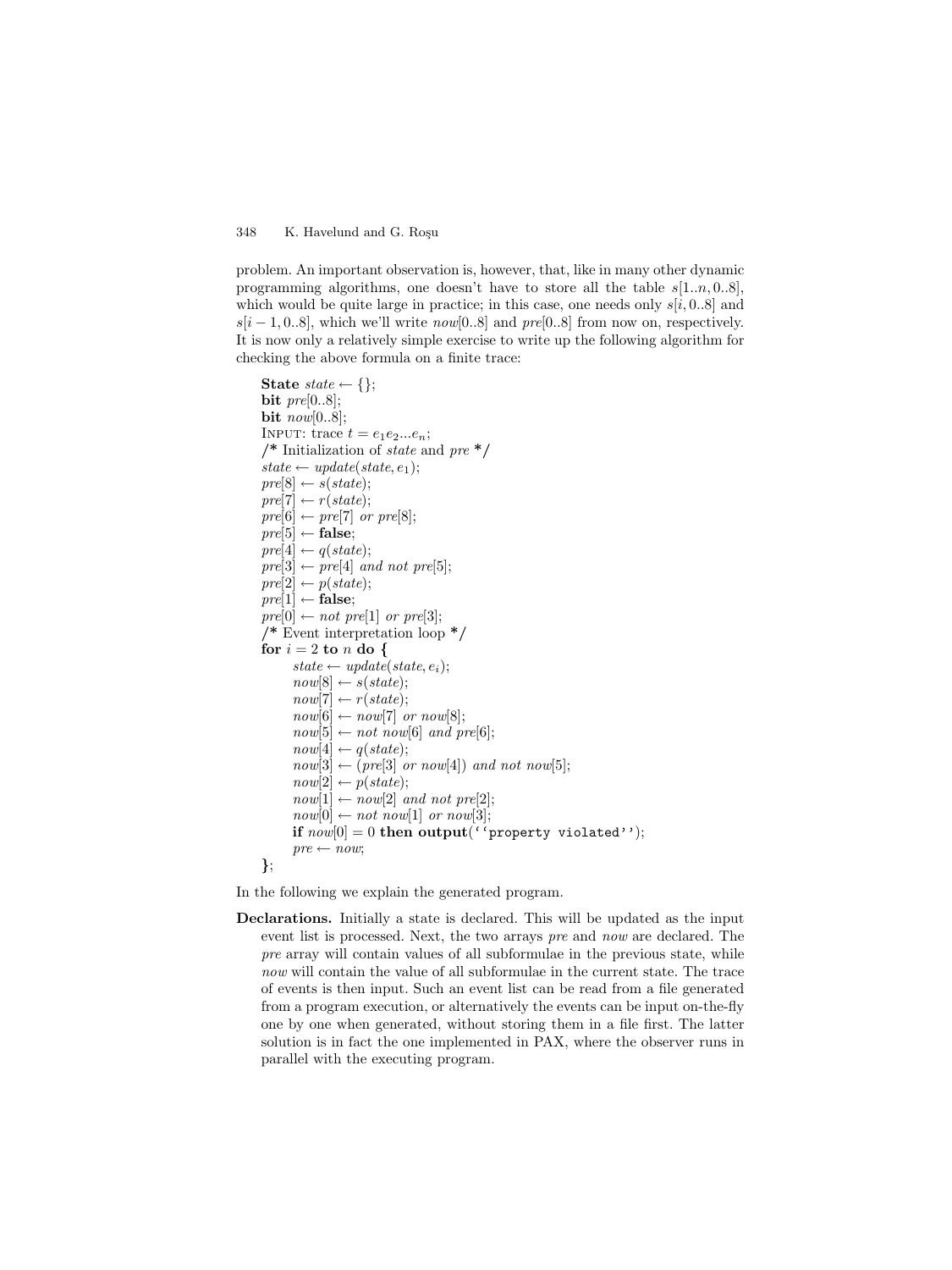problem. An important observation is, however, that, like in many other dynamic programming algorithms, one doesn't have to store all the table $s[1..n, 0..8]$, which would be quite large in practice; in this case, one needs only $s[i, 0..8]$ and $s[i-1, 0..8]$, which we'll write $now[0..8]$ and $pre[0..8]$ from now on, respectively. It is now only a relatively simple exercise to write up the following algorithm for checking the above formula on a finite trace:

```
State state ← {};
bit pre[0..8];
bit now[0..8];
INPUT: trace t = e1e2...en;
/* Initialization of state and pre */
state ← update(state, e1);
pre[8] ← s(state);
pre[7] ← r(state);
pre[6] ← pre[7] or pre[8];
pre[5] ← false;
pre[4] ← q(state);
pre[3] ← pre[4] and not pre[5];
pre[2] ← p(state);
pre[1] ← false;
pre[0] ← not pre[1] or pre[3];
/* Event interpretation loop */
for i = 2 to n do {
    state ← update(state, ei);
    now[8] ← s(state);
    now[7] ← r(state);
    now[6] ← now[7] or now[8];
    now[5] ← not now[6] and pre[6];
    now[4] ← q(state);
    now[3] ← (pre[3] or now[4]) and not now[5];
    now[2] ← p(state);
    now[1] ← now[2] and not pre[2];
    now[0] ← not now[1] or now[3];
    if now[0] = 0 then output(''property violated'');
    pre ← now;
};
```

In the following we explain the generated program.

**Declarations.** Initially a state is declared. This will be updated as the input event list is processed. Next, the two arrays *pre* and *now* are declared. The *pre* array will contain values of all subformulae in the previous state, while *now* will contain the value of all subformulae in the current state. The trace of events is then input. Such an event list can be read from a file generated from a program execution, or alternatively the events can be input on-the-fly one by one when generated, without storing them in a file first. The latter solution is in fact the one implemented in PAX, where the observer runs in parallel with the executing program.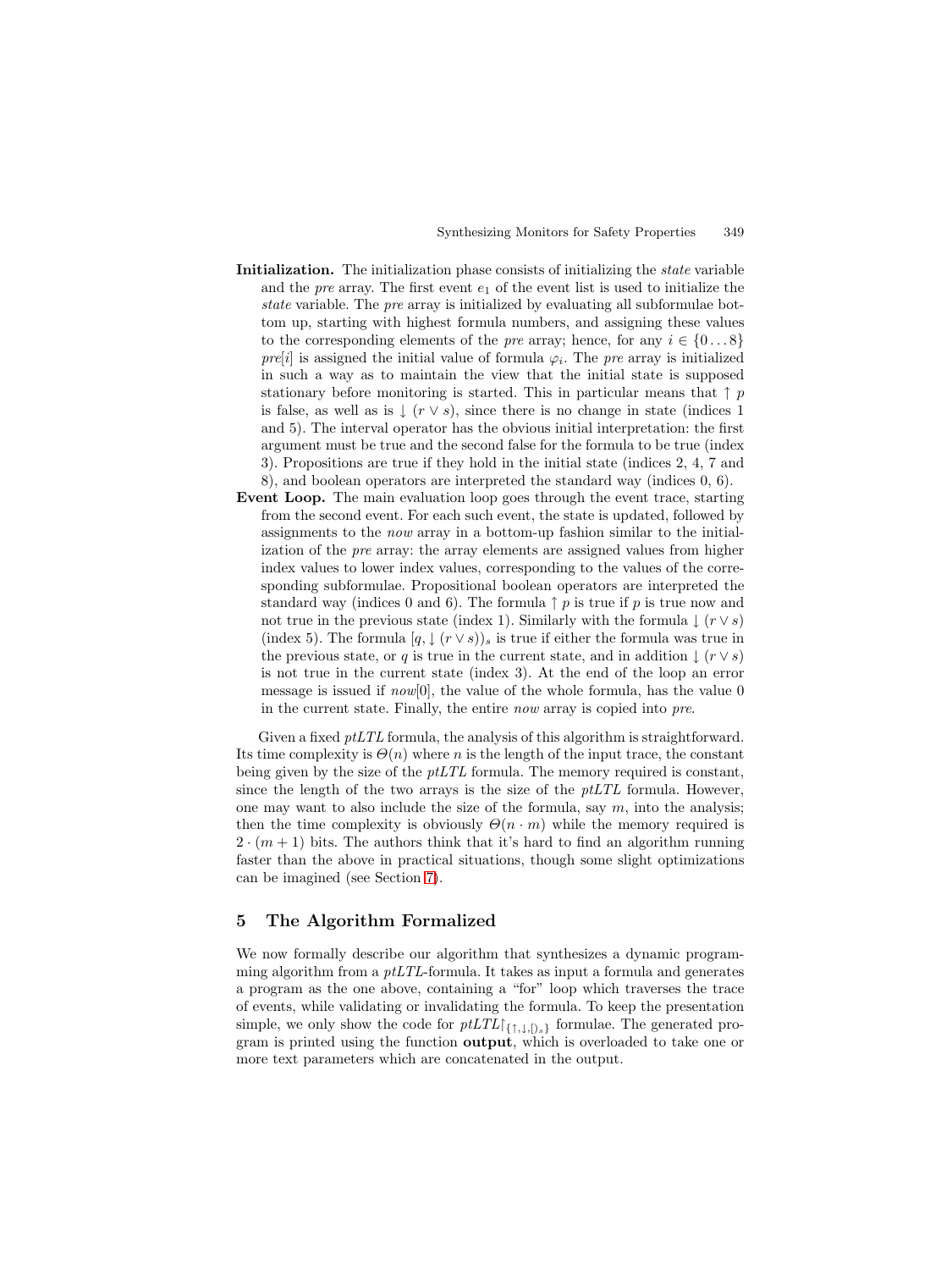**Initialization.** The initialization phase consists of initializing the *state* variable and the *pre* array. The first event $e_1$ of the event list is used to initialize the *state* variable. The *pre* array is initialized by evaluating all subformulae bottom up, starting with highest formula numbers, and assigning these values to the corresponding elements of the *pre* array; hence, for any $i \in \{0 \dots 8\}$ *pre*[$i$] is assigned the initial value of formula $\varphi_i$. The *pre* array is initialized in such a way as to maintain the view that the initial state is supposed stationary before monitoring is started. This in particular means that $\uparrow p$ is false, as well as is $\downarrow (r \vee s)$, since there is no change in state (indices 1 and 5). The interval operator has the obvious initial interpretation: the first argument must be true and the second false for the formula to be true (index 3). Propositions are true if they hold in the initial state (indices 2, 4, 7 and 8), and boolean operators are interpreted the standard way (indices 0, 6).

**Event Loop.** The main evaluation loop goes through the event trace, starting from the second event. For each such event, the state is updated, followed by assignments to the *now* array in a bottom-up fashion similar to the initialization of the *pre* array: the array elements are assigned values from higher index values to lower index values, corresponding to the values of the corresponding subformulae. Propositional boolean operators are interpreted the standard way (indices 0 and 6). The formula $\uparrow p$ is true if $p$ is true now and not true in the previous state (index 1). Similarly with the formula $\downarrow (r \vee s)$ (index 5). The formula $[q, \downarrow (r \vee s))_s$ is true if either the formula was true in the previous state, or $q$ is true in the current state, and in addition $\downarrow (r \vee s)$ is not true in the current state (index 3). At the end of the loop an error message is issued if *now*[0], the value of the whole formula, has the value 0 in the current state. Finally, the entire *now* array is copied into *pre*.

Given a fixed *ptLTL* formula, the analysis of this algorithm is straightforward. Its time complexity is $\Theta(n)$ where $n$ is the length of the input trace, the constant being given by the size of the *ptLTL* formula. The memory required is constant, since the length of the two arrays is the size of the *ptLTL* formula. However, one may want to also include the size of the formula, say $m$, into the analysis; then the time complexity is obviously $\Theta(n \cdot m)$ while the memory required is $2 \cdot (m + 1)$ bits. The authors think that it's hard to find an algorithm running faster than the above in practical situations, though some slight optimizations can be imagined (see Section 7).

## 5 The Algorithm Formalized

We now formally describe our algorithm that synthesizes a dynamic programming algorithm from a *ptLTL*-formula. It takes as input a formula and generates a program as the one above, containing a "for" loop which traverses the trace of events, while validating or invalidating the formula. To keep the presentation simple, we only show the code for $ptLTL\restriction_{\{\uparrow, \downarrow, [)_s\}}$ formulae. The generated program is printed using the function **output**, which is overloaded to take one or more text parameters which are concatenated in the output.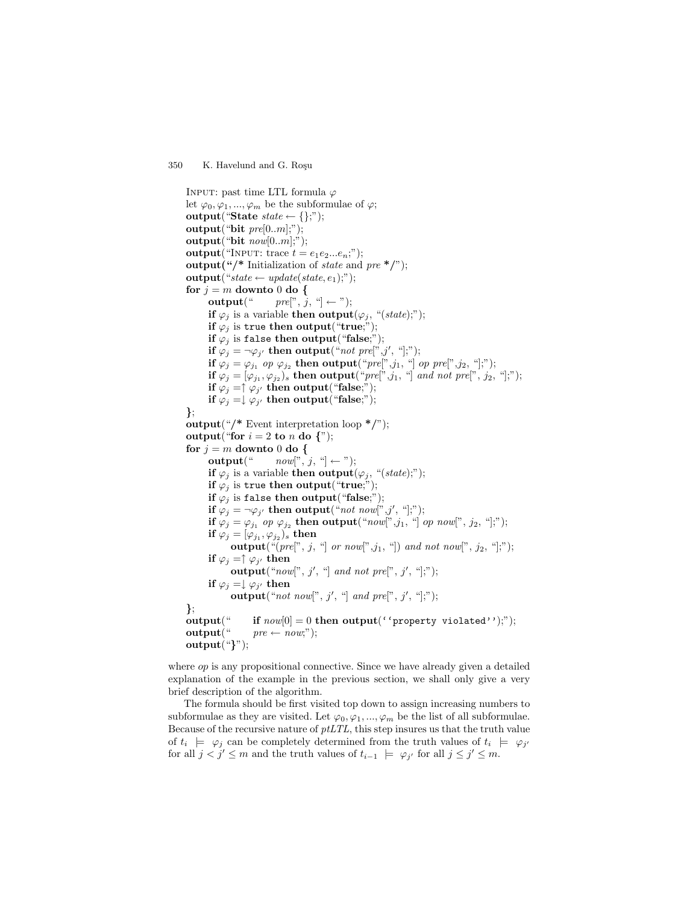```
INPUT: past time LTL formula φ
let φ_0, φ_1, ..., φ_m be the subformulae of φ;
output("State state ← {};");
output("bit pre[0..m];");
output("bit now[0..m];");
output("INPUT: trace t = e_1 e_2 ... e_n;");
output("/* Initialization of state and pre */");
output("state ← update(state, e_1);");
for j = m downto 0 do {
    output("    pre[", j, "] ← ");
    if φ_j is a variable then output(φ_j, "(state);");
    if φ_j is true then output("true;");
    if φ_j is false then output("false;");
    if φ_j = ¬φ_j' then output("not pre[", j', "];");
    if φ_j = φ_j1 op φ_j2 then output("pre[", j1, "] op pre[", j2, "];");
    if φ_j = [φ_j1, φ_j2)_s then output("pre[", j1, "] and not pre[", j2, "];");
    if φ_j = ↑ φ_j' then output("false;");
    if φ_j = ↓ φ_j' then output("false;");
};
output("/* Event interpretation loop */");
output("for i = 2 to n do {");
for j = m downto 0 do {
    output("    now[", j, "] ← ");
    if φ_j is a variable then output(φ_j, "(state);");
    if φ_j is true then output("true;");
    if φ_j is false then output("false;");
    if φ_j = ¬φ_j' then output("not now[", j', "];");
    if φ_j = φ_j1 op φ_j2 then output("now[", j1, "] op now[", j2, "];");
    if φ_j = [φ_j1, φ_j2)_s then
        output("(pre[", j, "] or now[", j1, "]) and not now[", j2, "];");
    if φ_j = ↑ φ_j' then
        output("now[", j', "] and not pre[", j', "];");
    if φ_j = ↓ φ_j' then
        output("not now[", j', "] and pre[", j', "];");
};
output("    if now[0] = 0 then output(''property violated'');");
output("    pre ← now;");
output("}");
```

where *op* is any propositional connective. Since we have already given a detailed explanation of the example in the previous section, we shall only give a very brief description of the algorithm.

The formula should be first visited top down to assign increasing numbers to subformulae as they are visited. Let $\varphi_0, \varphi_1, ..., \varphi_m$ be the list of all subformulae. Because of the recursive nature of *ptLTL*, this step insures us that the truth value of $t_i \models \varphi_j$ can be completely determined from the truth values of $t_i \models \varphi_{j'}$ for all $j < j' \leq m$ and the truth values of $t_{i-1} \models \varphi_{j'}$ for all $j \leq j' \leq m$.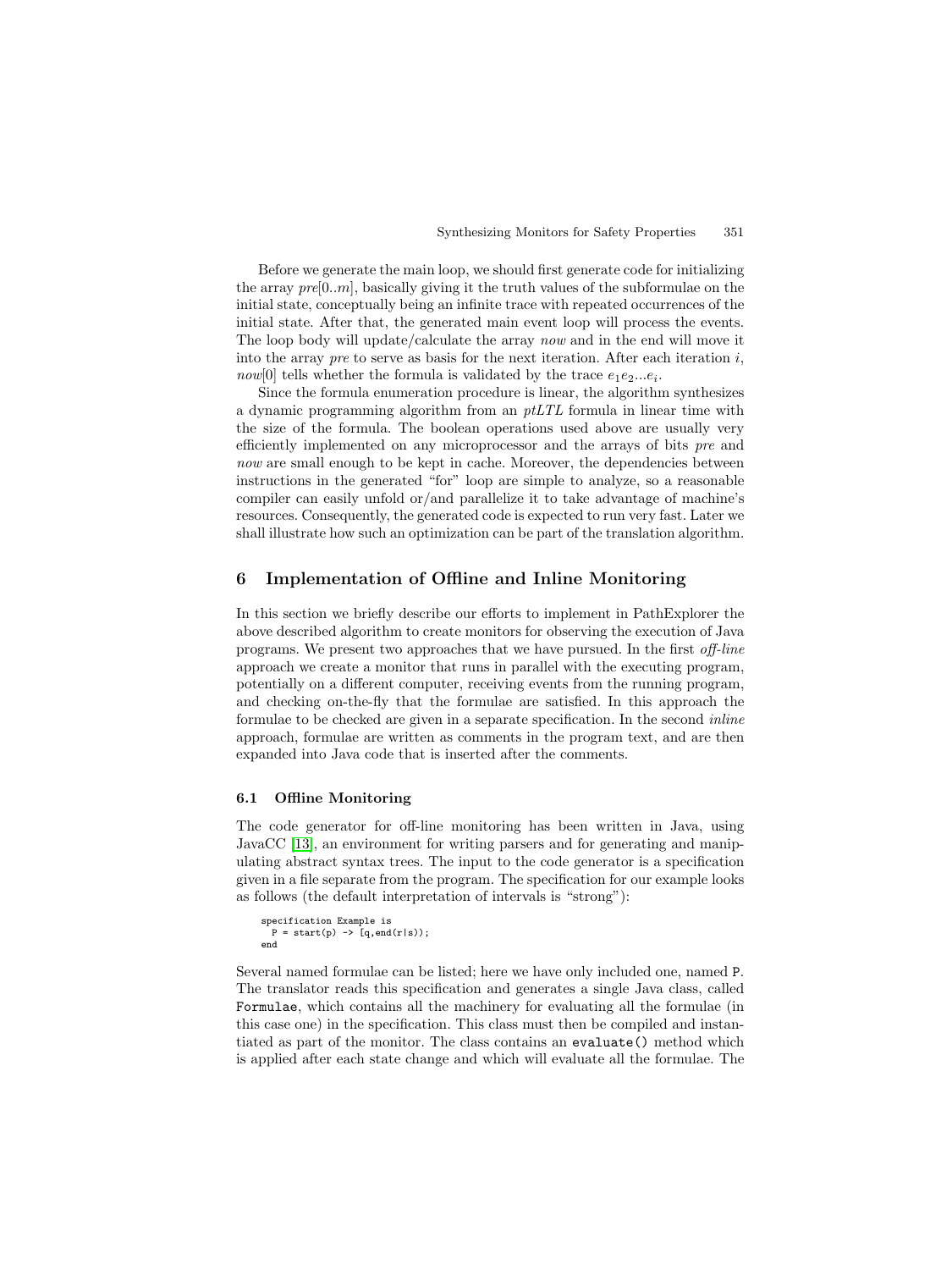Before we generate the main loop, we should first generate code for initializing the array $pre[0..m]$, basically giving it the truth values of the subformulae on the initial state, conceptually being an infinite trace with repeated occurrences of the initial state. After that, the generated main event loop will process the events. The loop body will update/calculate the array *now* and in the end will move it into the array *pre* to serve as basis for the next iteration. After each iteration $i$, $now[0]$ tells whether the formula is validated by the trace $e_1 e_2 ... e_i$.

Since the formula enumeration procedure is linear, the algorithm synthesizes a dynamic programming algorithm from an *ptLTL* formula in linear time with the size of the formula. The boolean operations used above are usually very efficiently implemented on any microprocessor and the arrays of bits *pre* and *now* are small enough to be kept in cache. Moreover, the dependencies between instructions in the generated "for" loop are simple to analyze, so a reasonable compiler can easily unfold or/and parallelize it to take advantage of machine's resources. Consequently, the generated code is expected to run very fast. Later we shall illustrate how such an optimization can be part of the translation algorithm.

## 6 Implementation of Offline and Inline Monitoring

In this section we briefly describe our efforts to implement in PathExplorer the above described algorithm to create monitors for observing the execution of Java programs. We present two approaches that we have pursued. In the first *off-line* approach we create a monitor that runs in parallel with the executing program, potentially on a different computer, receiving events from the running program, and checking on-the-fly that the formulae are satisfied. In this approach the formulae to be checked are given in a separate specification. In the second *inline* approach, formulae are written as comments in the program text, and are then expanded into Java code that is inserted after the comments.

### 6.1 Offline Monitoring

The code generator for off-line monitoring has been written in Java, using JavaCC [13], an environment for writing parsers and for generating and manipulating abstract syntax trees. The input to the code generator is a specification given in a file separate from the program. The specification for our example looks as follows (the default interpretation of intervals is "strong"):

```
specification Example is
  P = start(p) -> [q,end(r|s));
end
```

Several named formulae can be listed; here we have only included one, named `P`. The translator reads this specification and generates a single Java class, called `Formulae`, which contains all the machinery for evaluating all the formulae (in this case one) in the specification. This class must then be compiled and instantiated as part of the monitor. The class contains an `evaluate()` method which is applied after each state change and which will evaluate all the formulae. The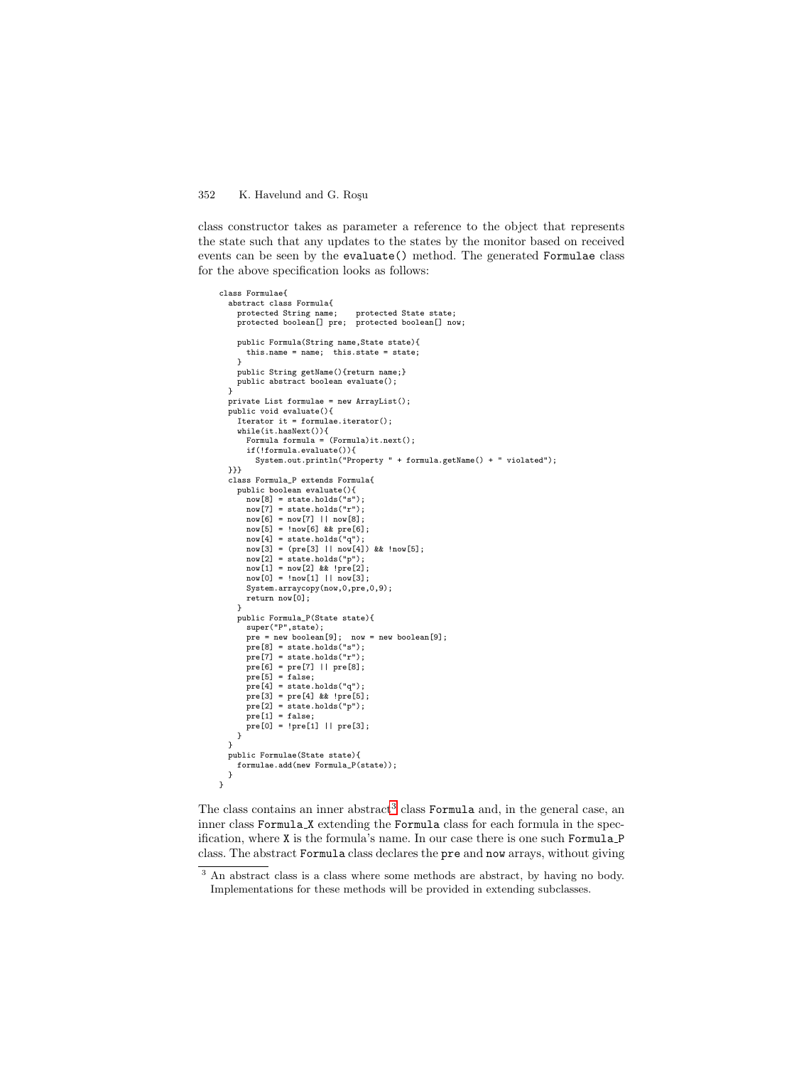class constructor takes as parameter a reference to the object that represents the state such that any updates to the states by the monitor based on received events can be seen by the `evaluate()` method. The generated `Formulae` class for the above specification looks as follows:

```
class Formulae{
  abstract class Formula{
    protected String name;    protected State state;
    protected boolean[] pre;  protected boolean[] now;

    public Formula(String name,State state){
      this.name = name;  this.state = state;
    }
    public String getName(){return name;}
    public abstract boolean evaluate();
  }
  private List formulae = new ArrayList();
  public void evaluate(){
    Iterator it = formulae.iterator();
    while(it.hasNext()){
      Formula formula = (Formula)it.next();
      if(!formula.evaluate()){
        System.out.println("Property " + formula.getName() + " violated");
  }}}
  class Formula_P extends Formula{
    public boolean evaluate(){
      now[8] = state.holds("s");
      now[7] = state.holds("r");
      now[6] = now[7] || now[8];
      now[5] = !now[6] && pre[6];
      now[4] = state.holds("q");
      now[3] = (pre[3] || now[4]) && !now[5];
      now[2] = state.holds("p");
      now[1] = now[2] && !pre[2];
      now[0] = !now[1] || now[3];
      System.arraycopy(now,0,pre,0,9);
      return now[0];
    }
    public Formula_P(State state){
      super("P",state);
      pre = new boolean[9];  now = new boolean[9];
      pre[8] = state.holds("s");
      pre[7] = state.holds("r");
      pre[6] = pre[7] || pre[8];
      pre[5] = false;
      pre[4] = state.holds("q");
      pre[3] = pre[4] && !pre[5];
      pre[2] = state.holds("p");
      pre[1] = false;
      pre[0] = !pre[1] || pre[3];
    }
  }
  public Formulae(State state){
    formulae.add(new Formula_P(state));
  }
}
```

The class contains an inner abstract[3] class `Formula` and, in the general case, an inner class `Formula_X` extending the `Formula` class for each formula in the specification, where `X` is the formula's name. In our case there is one such `Formula_P` class. The abstract `Formula` class declares the `pre` and `now` arrays, without giving

[3] An abstract class is a class where some methods are abstract, by having no body. Implementations for these methods will be provided in extending subclasses.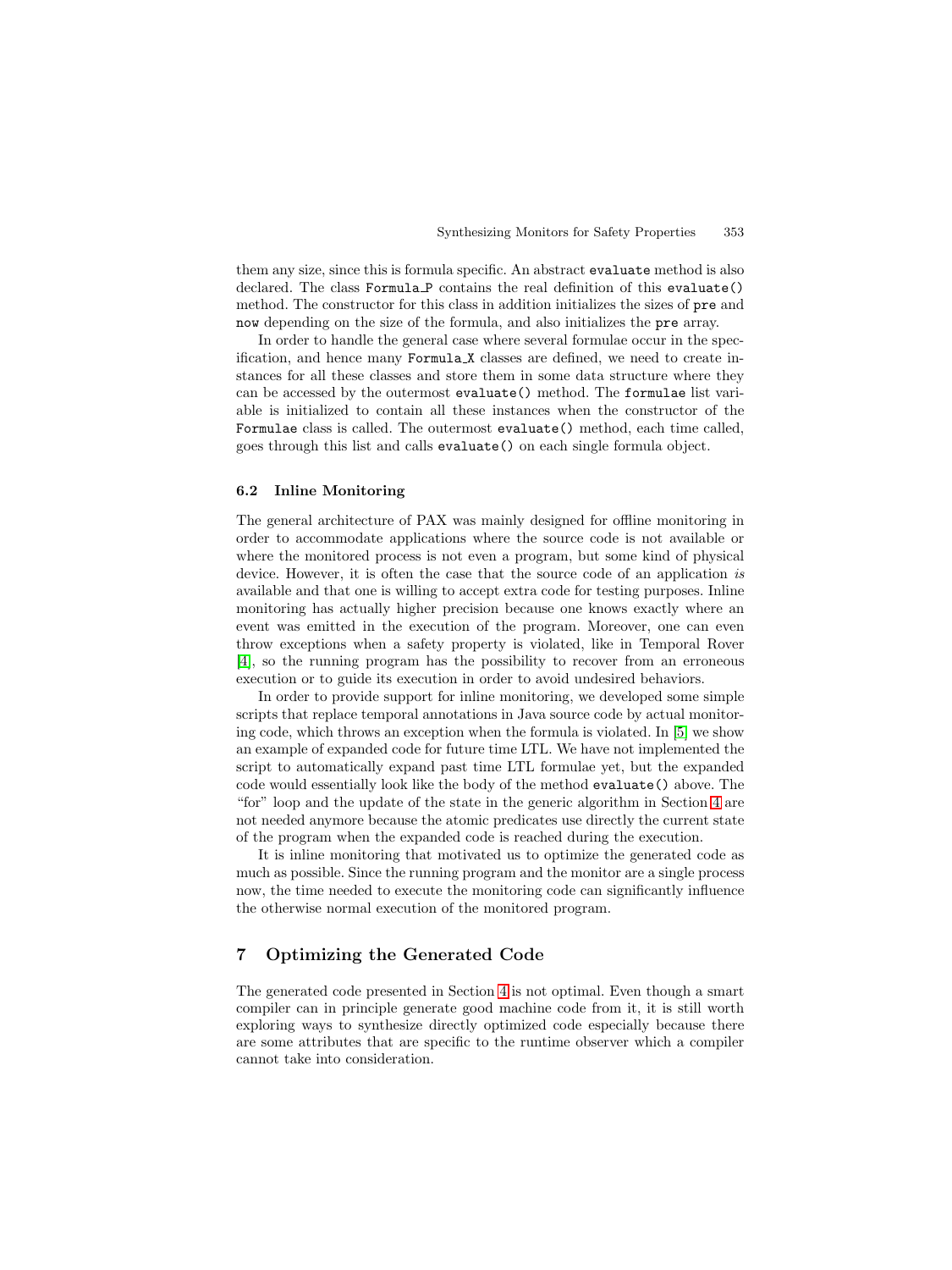them any size, since this is formula specific. An abstract `evaluate` method is also declared. The class `Formula_P` contains the real definition of this `evaluate()` method. The constructor for this class in addition initializes the sizes of `pre` and `now` depending on the size of the formula, and also initializes the `pre` array.

In order to handle the general case where several formulae occur in the specification, and hence many `Formula_X` classes are defined, we need to create instances for all these classes and store them in some data structure where they can be accessed by the outermost `evaluate()` method. The `formulae` list variable is initialized to contain all these instances when the constructor of the `Formulae` class is called. The outermost `evaluate()` method, each time called, goes through this list and calls `evaluate()` on each single formula object.

### 6.2 Inline Monitoring

The general architecture of PAX was mainly designed for offline monitoring in order to accommodate applications where the source code is not available or where the monitored process is not even a program, but some kind of physical device. However, it is often the case that the source code of an application *is* available and that one is willing to accept extra code for testing purposes. Inline monitoring has actually higher precision because one knows exactly where an event was emitted in the execution of the program. Moreover, one can even throw exceptions when a safety property is violated, like in Temporal Rover [4], so the running program has the possibility to recover from an erroneous execution or to guide its execution in order to avoid undesired behaviors.

In order to provide support for inline monitoring, we developed some simple scripts that replace temporal annotations in Java source code by actual monitoring code, which throws an exception when the formula is violated. In [5] we show an example of expanded code for future time LTL. We have not implemented the script to automatically expand past time LTL formulae yet, but the expanded code would essentially look like the body of the method `evaluate()` above. The "for" loop and the update of the state in the generic algorithm in Section 4 are not needed anymore because the atomic predicates use directly the current state of the program when the expanded code is reached during the execution.

It is inline monitoring that motivated us to optimize the generated code as much as possible. Since the running program and the monitor are a single process now, the time needed to execute the monitoring code can significantly influence the otherwise normal execution of the monitored program.

## 7 Optimizing the Generated Code

The generated code presented in Section 4 is not optimal. Even though a smart compiler can in principle generate good machine code from it, it is still worth exploring ways to synthesize directly optimized code especially because there are some attributes that are specific to the runtime observer which a compiler cannot take into consideration.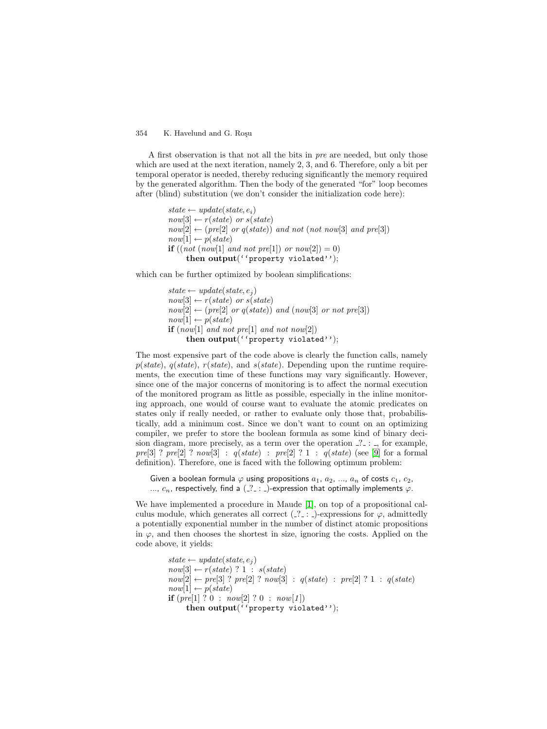A first observation is that not all the bits in *pre* are needed, but only those which are used at the next iteration, namely 2, 3, and 6. Therefore, only a bit per temporal operator is needed, thereby reducing significantly the memory required by the generated algorithm. Then the body of the generated "for" loop becomes after (blind) substitution (we don't consider the initialization code here):

```
state ← update(state, e_i)
now[3] ← r(state) or s(state)
now[2] ← (pre[2] or q(state)) and not (not now[3] and pre[3])
now[1] ← p(state)
if ((not (now[1] and not pre[1]) or now[2]) = 0)
     then output(''property violated'');
```

which can be further optimized by boolean simplifications:

```
state ← update(state, e_j)
now[3] ← r(state) or s(state)
now[2] ← (pre[2] or q(state)) and (now[3] or not pre[3])
now[1] ← p(state)
if (now[1] and not pre[1] and not now[2])
     then output(''property violated'');
```

The most expensive part of the code above is clearly the function calls, namely $p(state)$, $q(state)$, $r(state)$, and $s(state)$. Depending upon the runtime requirements, the execution time of these functions may vary significantly. However, since one of the major concerns of monitoring is to affect the normal execution of the monitored program as little as possible, especially in the inline monitoring approach, one would of course want to evaluate the atomic predicates on states only if really needed, or rather to evaluate only those that, probabilistically, add a minimum cost. Since we don't want to count on an optimizing compiler, we prefer to store the boolean formula as some kind of binary decision diagram, more precisely, as a term over the operation _?_ : _, for example, *pre*[3] ? *pre*[2] ? *now*[3] : *q*(*state*) : *pre*[2] ? 1 : *q*(*state*) (see [9] for a formal definition). Therefore, one is faced with the following optimum problem:

> Given a boolean formula $\varphi$ using propositions $a_1$, $a_2$, ..., $a_n$ of costs $c_1$, $c_2$, ..., $c_n$, respectively, find a (_?_ : _)-expression that optimally implements $\varphi$.

We have implemented a procedure in Maude [1], on top of a propositional calculus module, which generates all correct (_?_ : _)-expressions for $\varphi$, admittedly a potentially exponential number in the number of distinct atomic propositions in $\varphi$, and then chooses the shortest in size, ignoring the costs. Applied on the code above, it yields:

```
state ← update(state, e_j)
now[3] ← r(state) ? 1 : s(state)
now[2] ← pre[3] ? pre[2] ? now[3] : q(state) : pre[2] ? 1 : q(state)
now[1] ← p(state)
if (pre[1] ? 0 : now[2] ? 0 : now[1])
     then output(''property violated'');
```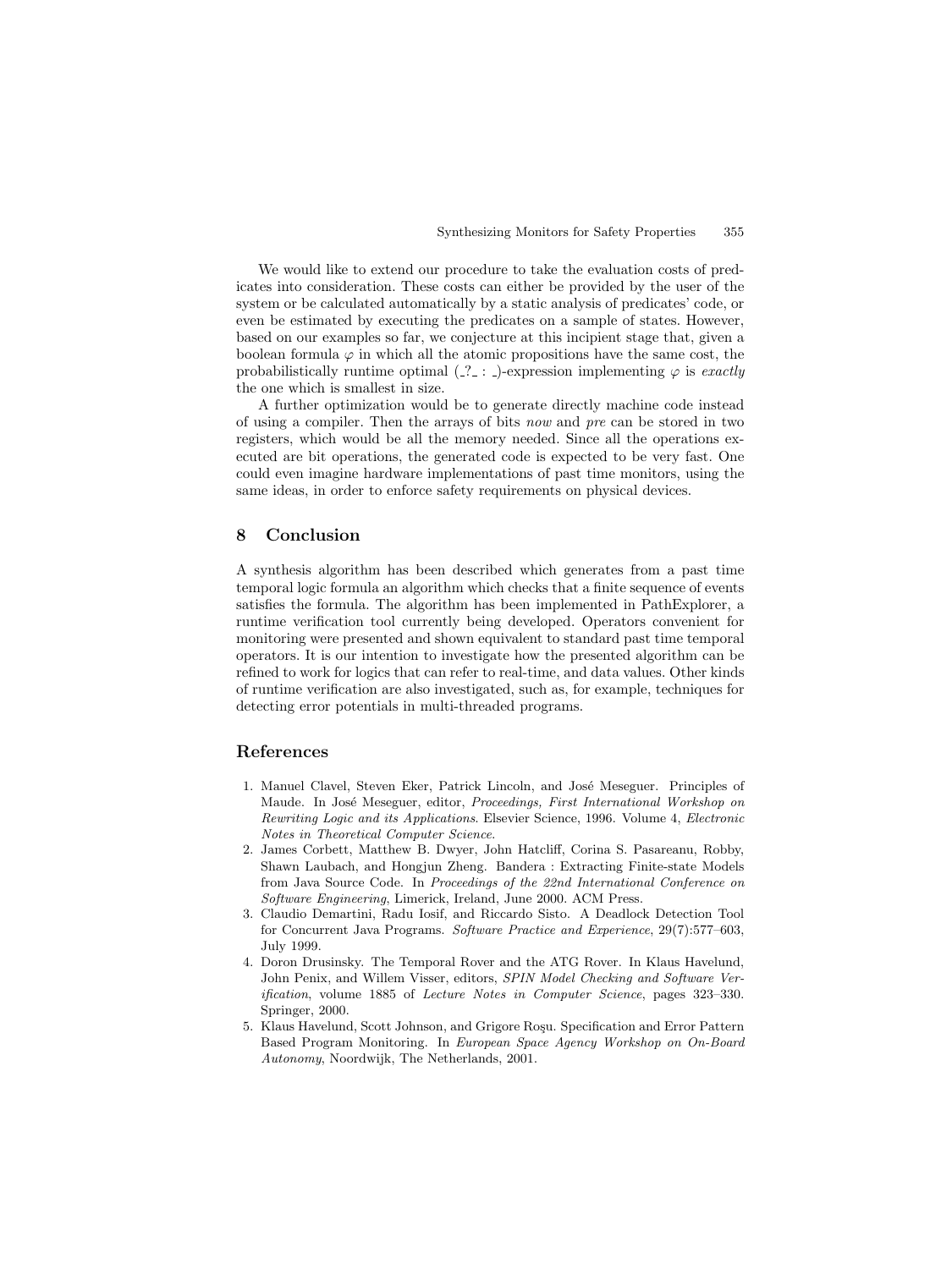We would like to extend our procedure to take the evaluation costs of predicates into consideration. These costs can either be provided by the user of the system or be calculated automatically by a static analysis of predicates' code, or even be estimated by executing the predicates on a sample of states. However, based on our examples so far, we conjecture at this incipient stage that, given a boolean formula $\varphi$ in which all the atomic propositions have the same cost, the probabilistically runtime optimal $(\_?\_ : \_)$-expression implementing $\varphi$ is *exactly* the one which is smallest in size.

A further optimization would be to generate directly machine code instead of using a compiler. Then the arrays of bits *now* and *pre* can be stored in two registers, which would be all the memory needed. Since all the operations executed are bit operations, the generated code is expected to be very fast. One could even imagine hardware implementations of past time monitors, using the same ideas, in order to enforce safety requirements on physical devices.

## 8 Conclusion

A synthesis algorithm has been described which generates from a past time temporal logic formula an algorithm which checks that a finite sequence of events satisfies the formula. The algorithm has been implemented in PathExplorer, a runtime verification tool currently being developed. Operators convenient for monitoring were presented and shown equivalent to standard past time temporal operators. It is our intention to investigate how the presented algorithm can be refined to work for logics that can refer to real-time, and data values. Other kinds of runtime verification are also investigated, such as, for example, techniques for detecting error potentials in multi-threaded programs.

## References

1. Manuel Clavel, Steven Eker, Patrick Lincoln, and José Meseguer. Principles of Maude. In José Meseguer, editor, *Proceedings, First International Workshop on Rewriting Logic and its Applications*. Elsevier Science, 1996. Volume 4, *Electronic Notes in Theoretical Computer Science*.
2. James Corbett, Matthew B. Dwyer, John Hatcliff, Corina S. Pasareanu, Robby, Shawn Laubach, and Hongjun Zheng. Bandera : Extracting Finite-state Models from Java Source Code. In *Proceedings of the 22nd International Conference on Software Engineering*, Limerick, Ireland, June 2000. ACM Press.
3. Claudio Demartini, Radu Iosif, and Riccardo Sisto. A Deadlock Detection Tool for Concurrent Java Programs. *Software Practice and Experience*, 29(7):577–603, July 1999.
4. Doron Drusinsky. The Temporal Rover and the ATG Rover. In Klaus Havelund, John Penix, and Willem Visser, editors, *SPIN Model Checking and Software Verification*, volume 1885 of *Lecture Notes in Computer Science*, pages 323–330. Springer, 2000.
5. Klaus Havelund, Scott Johnson, and Grigore Roşu. Specification and Error Pattern Based Program Monitoring. In *European Space Agency Workshop on On-Board Autonomy*, Noordwijk, The Netherlands, 2001.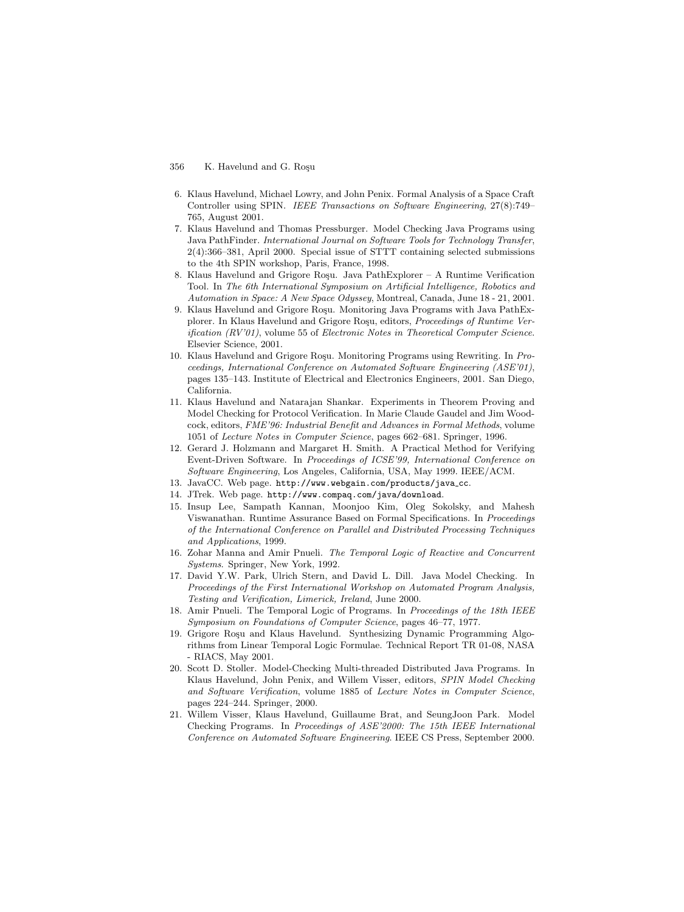6. Klaus Havelund, Michael Lowry, and John Penix. Formal Analysis of a Space Craft Controller using SPIN. *IEEE Transactions on Software Engineering*, 27(8):749–765, August 2001.
7. Klaus Havelund and Thomas Pressburger. Model Checking Java Programs using Java PathFinder. *International Journal on Software Tools for Technology Transfer*, 2(4):366–381, April 2000. Special issue of STTT containing selected submissions to the 4th SPIN workshop, Paris, France, 1998.
8. Klaus Havelund and Grigore Roşu. Java PathExplorer – A Runtime Verification Tool. In *The 6th International Symposium on Artificial Intelligence, Robotics and Automation in Space: A New Space Odyssey*, Montreal, Canada, June 18 - 21, 2001.
9. Klaus Havelund and Grigore Roşu. Monitoring Java Programs with Java PathExplorer. In Klaus Havelund and Grigore Roşu, editors, *Proceedings of Runtime Verification (RV'01)*, volume 55 of *Electronic Notes in Theoretical Computer Science*. Elsevier Science, 2001.
10. Klaus Havelund and Grigore Roşu. Monitoring Programs using Rewriting. In *Proceedings, International Conference on Automated Software Engineering (ASE'01)*, pages 135–143. Institute of Electrical and Electronics Engineers, 2001. San Diego, California.
11. Klaus Havelund and Natarajan Shankar. Experiments in Theorem Proving and Model Checking for Protocol Verification. In Marie Claude Gaudel and Jim Woodcock, editors, *FME'96: Industrial Benefit and Advances in Formal Methods*, volume 1051 of *Lecture Notes in Computer Science*, pages 662–681. Springer, 1996.
12. Gerard J. Holzmann and Margaret H. Smith. A Practical Method for Verifying Event-Driven Software. In *Proceedings of ICSE'99, International Conference on Software Engineering*, Los Angeles, California, USA, May 1999. IEEE/ACM.
13. JavaCC. Web page. `http://www.webgain.com/products/java_cc`.
14. JTrek. Web page. `http://www.compaq.com/java/download`.
15. Insup Lee, Sampath Kannan, Moonjoo Kim, Oleg Sokolsky, and Mahesh Viswanathan. Runtime Assurance Based on Formal Specifications. In *Proceedings of the International Conference on Parallel and Distributed Processing Techniques and Applications*, 1999.
16. Zohar Manna and Amir Pnueli. *The Temporal Logic of Reactive and Concurrent Systems*. Springer, New York, 1992.
17. David Y.W. Park, Ulrich Stern, and David L. Dill. Java Model Checking. In *Proceedings of the First International Workshop on Automated Program Analysis, Testing and Verification, Limerick, Ireland*, June 2000.
18. Amir Pnueli. The Temporal Logic of Programs. In *Proceedings of the 18th IEEE Symposium on Foundations of Computer Science*, pages 46–77, 1977.
19. Grigore Roşu and Klaus Havelund. Synthesizing Dynamic Programming Algorithms from Linear Temporal Logic Formulae. Technical Report TR 01-08, NASA - RIACS, May 2001.
20. Scott D. Stoller. Model-Checking Multi-threaded Distributed Java Programs. In Klaus Havelund, John Penix, and Willem Visser, editors, *SPIN Model Checking and Software Verification*, volume 1885 of *Lecture Notes in Computer Science*, pages 224–244. Springer, 2000.
21. Willem Visser, Klaus Havelund, Guillaume Brat, and SeungJoon Park. Model Checking Programs. In *Proceedings of ASE'2000: The 15th IEEE International Conference on Automated Software Engineering*. IEEE CS Press, September 2000.